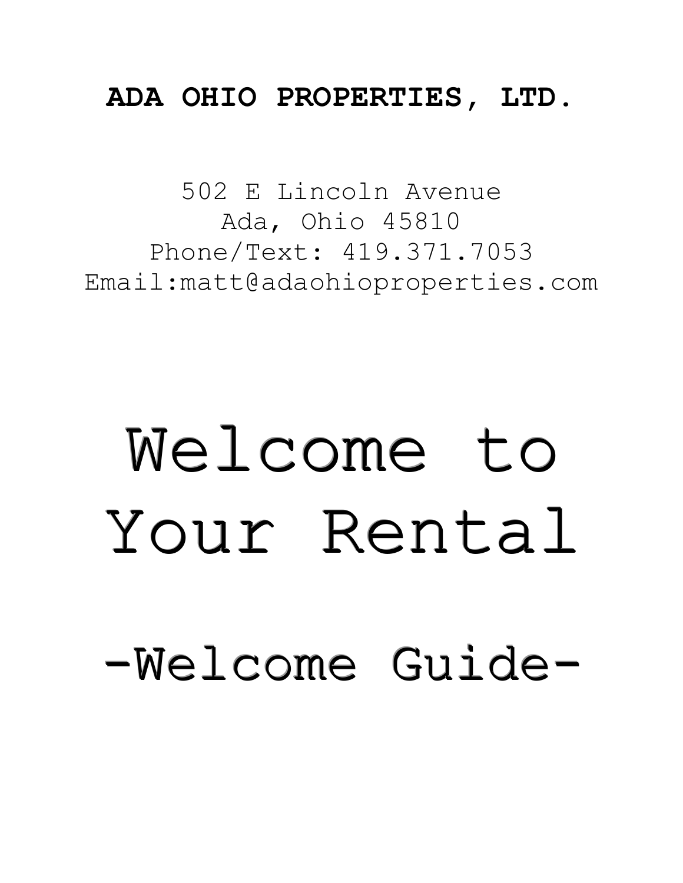**ADA OHIO PROPERTIES, LTD.**

502 E Lincoln Avenue
Ada, Ohio 45810
Phone/Text: 419.371.7053
Email:matt@adaohioproperties.com

# Welcome to Your Rental

## -Welcome Guide-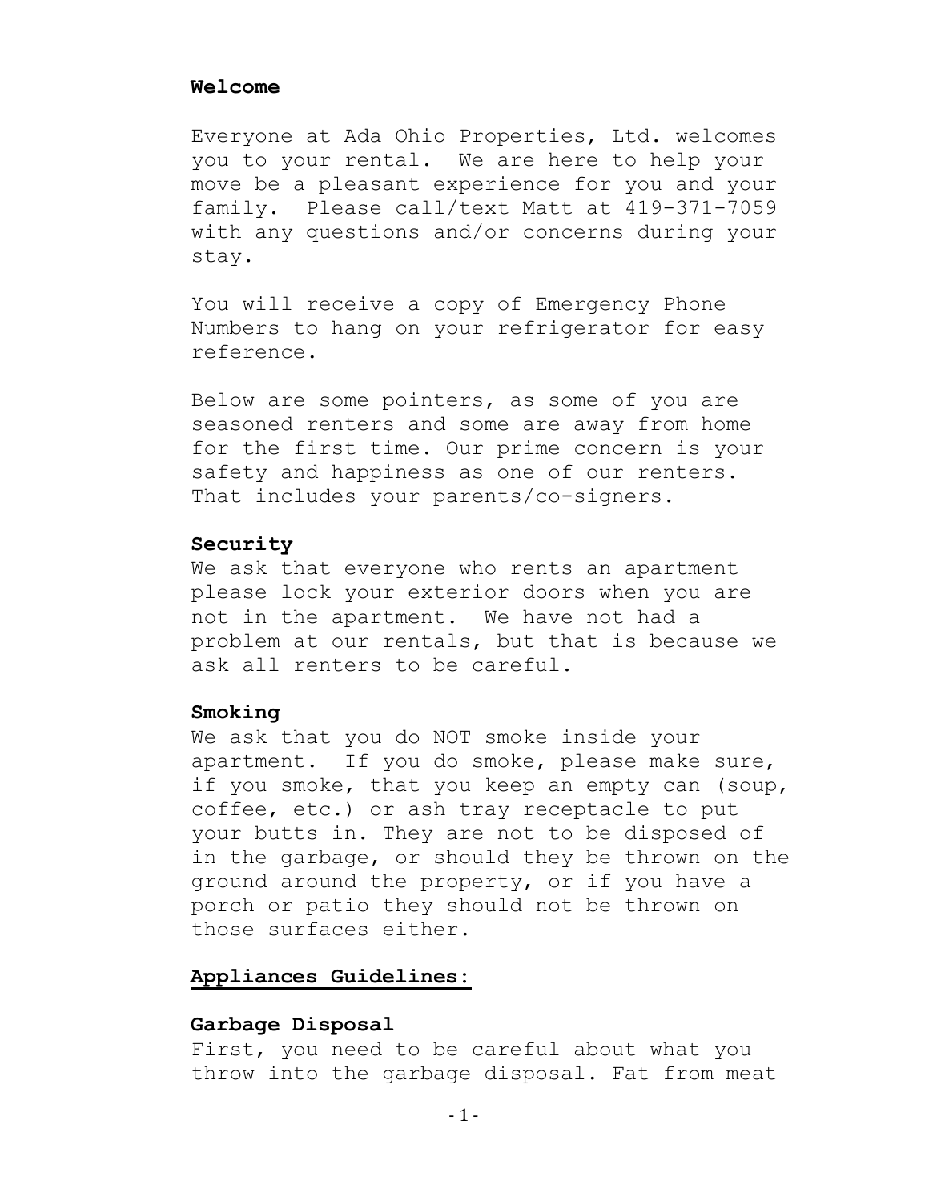**Welcome**

Everyone at Ada Ohio Properties, Ltd. welcomes you to your rental. We are here to help your move be a pleasant experience for you and your family. Please call/text Matt at 419-371-7059 with any questions and/or concerns during your stay.

You will receive a copy of Emergency Phone Numbers to hang on your refrigerator for easy reference.

Below are some pointers, as some of you are seasoned renters and some are away from home for the first time. Our prime concern is your safety and happiness as one of our renters. That includes your parents/co-signers.

**Security**

We ask that everyone who rents an apartment please lock your exterior doors when you are not in the apartment. We have not had a problem at our rentals, but that is because we ask all renters to be careful.

**Smoking**

We ask that you do NOT smoke inside your apartment. If you do smoke, please make sure, if you smoke, that you keep an empty can (soup, coffee, etc.) or ash tray receptacle to put your butts in. They are not to be disposed of in the garbage, or should they be thrown on the ground around the property, or if you have a porch or patio they should not be thrown on those surfaces either.

## Appliances Guidelines:

**Garbage Disposal**

First, you need to be careful about what you throw into the garbage disposal. Fat from meat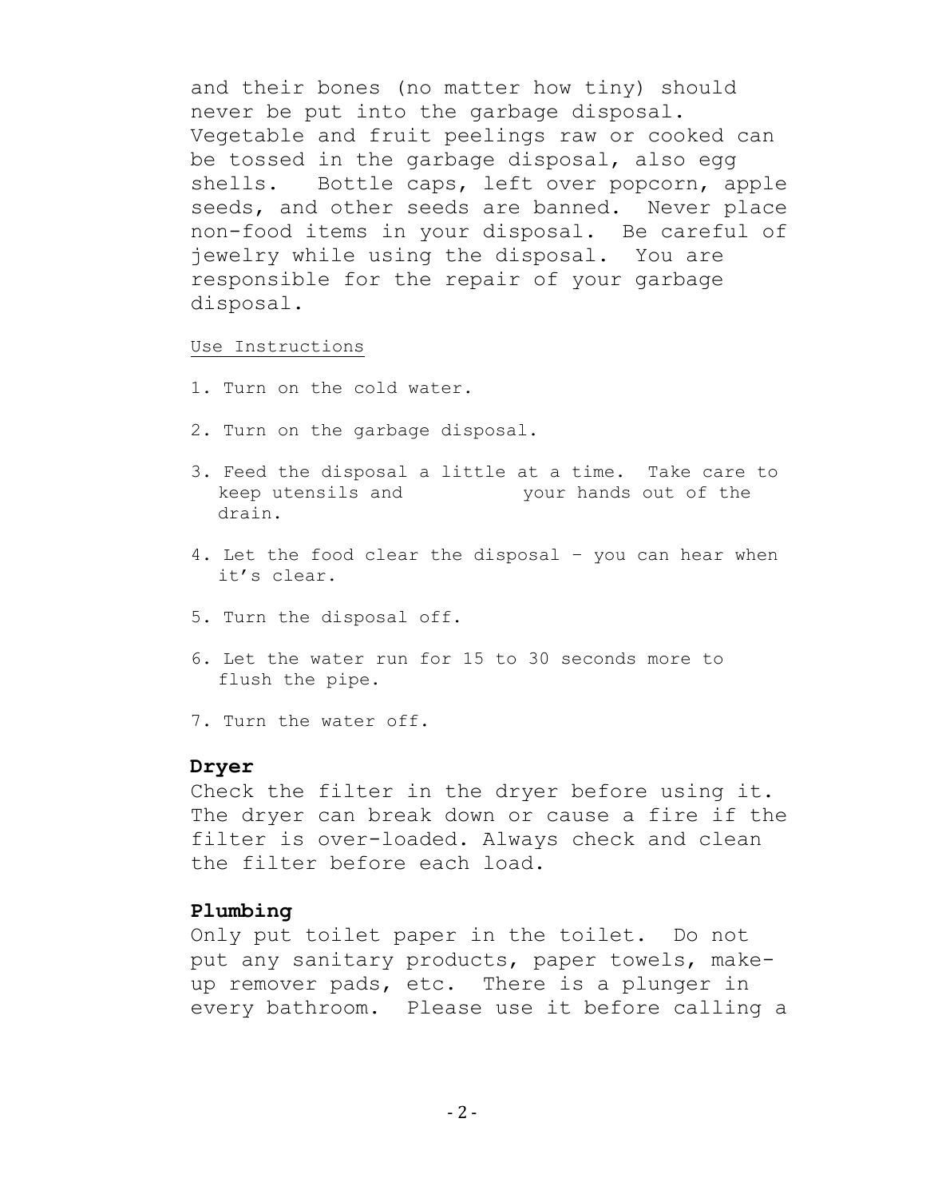and their bones (no matter how tiny) should never be put into the garbage disposal. Vegetable and fruit peelings raw or cooked can be tossed in the garbage disposal, also egg shells. Bottle caps, left over popcorn, apple seeds, and other seeds are banned. Never place non-food items in your disposal. Be careful of jewelry while using the disposal. You are responsible for the repair of your garbage disposal.

<u>Use Instructions</u>

1. Turn on the cold water.

2. Turn on the garbage disposal.

3. Feed the disposal a little at a time. Take care to keep utensils and your hands out of the drain.

4. Let the food clear the disposal – you can hear when it's clear.

5. Turn the disposal off.

6. Let the water run for 15 to 30 seconds more to flush the pipe.

7. Turn the water off.

**Dryer**

Check the filter in the dryer before using it. The dryer can break down or cause a fire if the filter is over-loaded. Always check and clean the filter before each load.

**Plumbing**

Only put toilet paper in the toilet. Do not put any sanitary products, paper towels, make-up remover pads, etc. There is a plunger in every bathroom. Please use it before calling a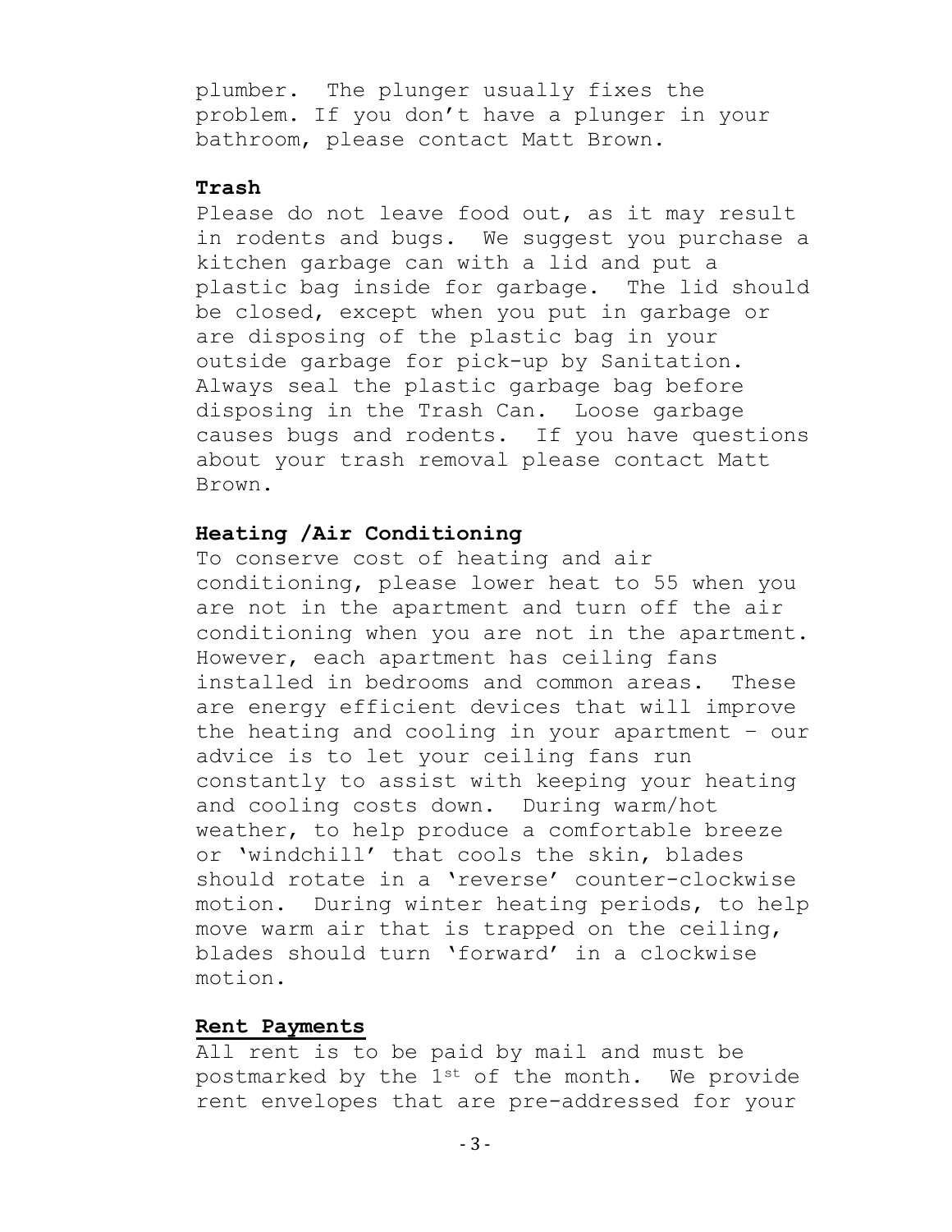plumber. The plunger usually fixes the problem. If you don't have a plunger in your bathroom, please contact Matt Brown.

**Trash**

Please do not leave food out, as it may result in rodents and bugs. We suggest you purchase a kitchen garbage can with a lid and put a plastic bag inside for garbage. The lid should be closed, except when you put in garbage or are disposing of the plastic bag in your outside garbage for pick-up by Sanitation. Always seal the plastic garbage bag before disposing in the Trash Can. Loose garbage causes bugs and rodents. If you have questions about your trash removal please contact Matt Brown.

**Heating /Air Conditioning**

To conserve cost of heating and air conditioning, please lower heat to 55 when you are not in the apartment and turn off the air conditioning when you are not in the apartment. However, each apartment has ceiling fans installed in bedrooms and common areas. These are energy efficient devices that will improve the heating and cooling in your apartment – our advice is to let your ceiling fans run constantly to assist with keeping your heating and cooling costs down. During warm/hot weather, to help produce a comfortable breeze or 'windchill' that cools the skin, blades should rotate in a 'reverse' counter-clockwise motion. During winter heating periods, to help move warm air that is trapped on the ceiling, blades should turn 'forward' in a clockwise motion.

**Rent Payments**

All rent is to be paid by mail and must be postmarked by the 1st of the month. We provide rent envelopes that are pre-addressed for your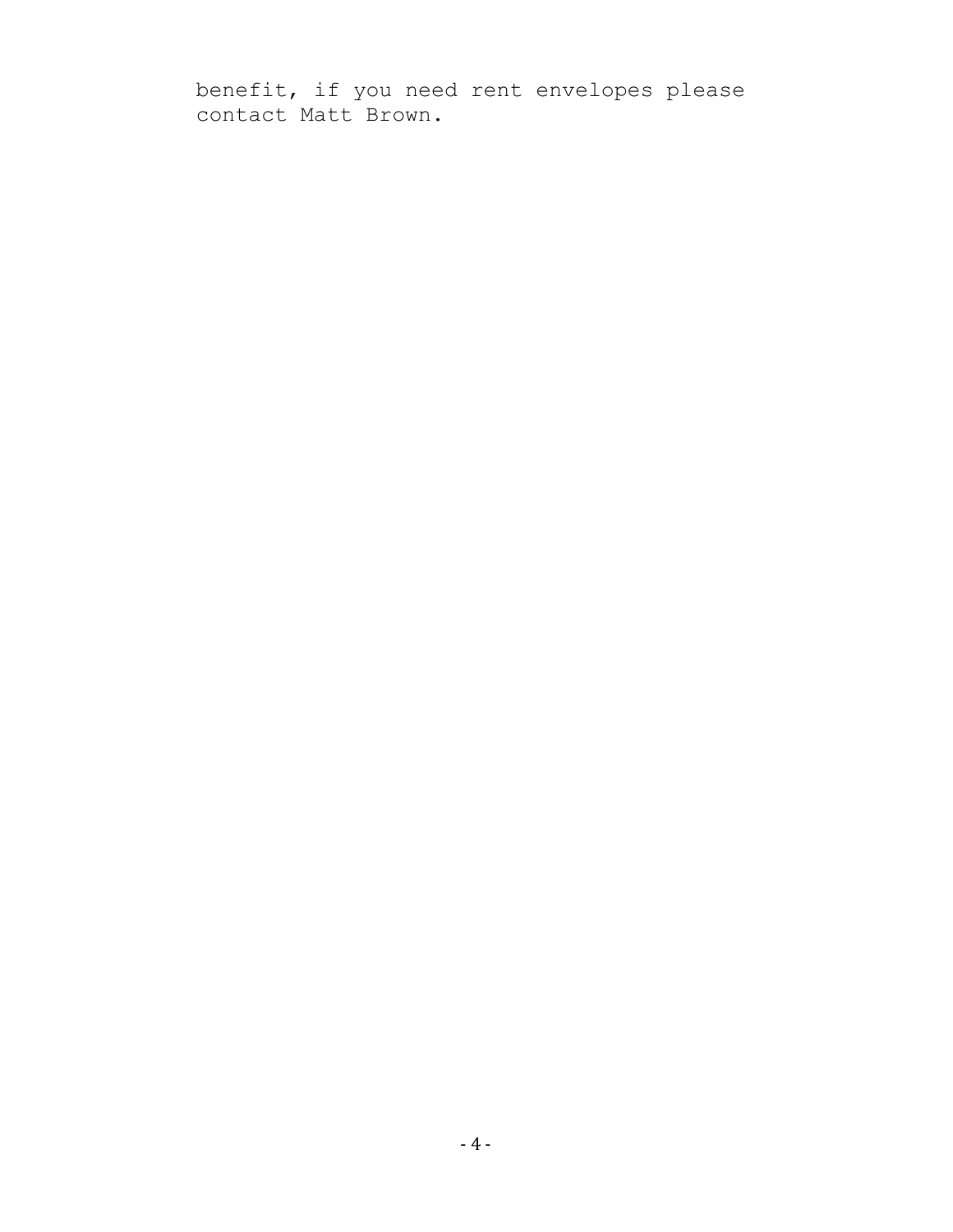benefit, if you need rent envelopes please contact Matt Brown.